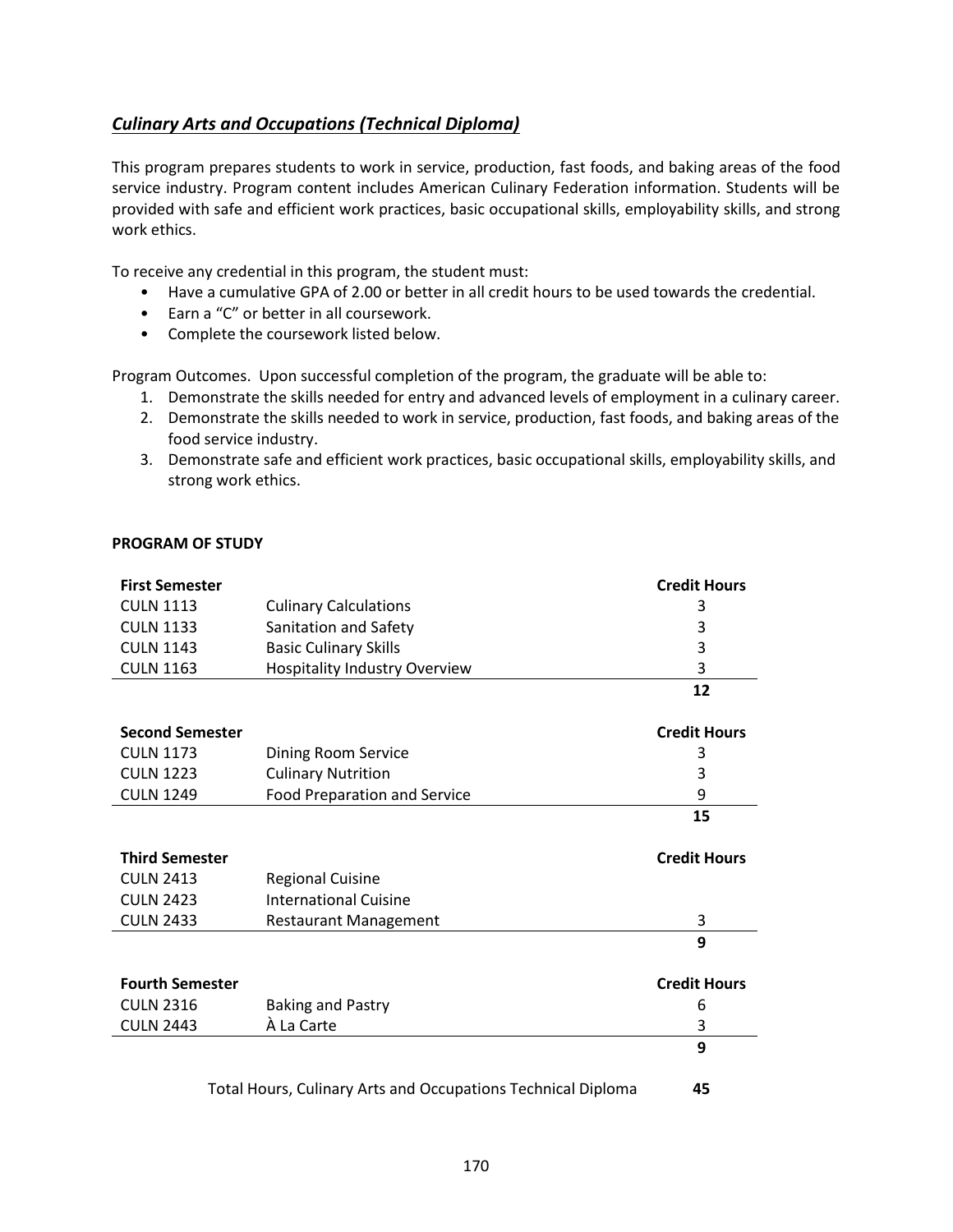## *Culinary Arts and Occupations (Technical Diploma)*

This program prepares students to work in service, production, fast foods, and baking areas of the food service industry. Program content includes American Culinary Federation information. Students will be provided with safe and efficient work practices, basic occupational skills, employability skills, and strong work ethics.

To receive any credential in this program, the student must:

- Have a cumulative GPA of 2.00 or better in all credit hours to be used towards the credential.
- Earn a "C" or better in all coursework.
- Complete the coursework listed below.

Program Outcomes. Upon successful completion of the program, the graduate will be able to:

1. Demonstrate the skills needed for entry and advanced levels of employment in a culinary career.
2. Demonstrate the skills needed to work in service, production, fast foods, and baking areas of the food service industry.
3. Demonstrate safe and efficient work practices, basic occupational skills, employability skills, and strong work ethics.

**PROGRAM OF STUDY**

| **First Semester** | | **Credit Hours** |
|---|---|---|
| CULN 1113 | Culinary Calculations | 3 |
| CULN 1133 | Sanitation and Safety | 3 |
| CULN 1143 | Basic Culinary Skills | 3 |
| CULN 1163 | Hospitality Industry Overview | 3 |
| | | **12** |

| **Second Semester** | | **Credit Hours** |
|---|---|---|
| CULN 1173 | Dining Room Service | 3 |
| CULN 1223 | Culinary Nutrition | 3 |
| CULN 1249 | Food Preparation and Service | 9 |
| | | **15** |

| **Third Semester** | | **Credit Hours** |
|---|---|---|
| CULN 2413 | Regional Cuisine | |
| CULN 2423 | International Cuisine | |
| CULN 2433 | Restaurant Management | 3 |
| | | **9** |

| **Fourth Semester** | | **Credit Hours** |
|---|---|---|
| CULN 2316 | Baking and Pastry | 6 |
| CULN 2443 | À La Carte | 3 |
| | | **9** |

Total Hours, Culinary Arts and Occupations Technical Diploma **45**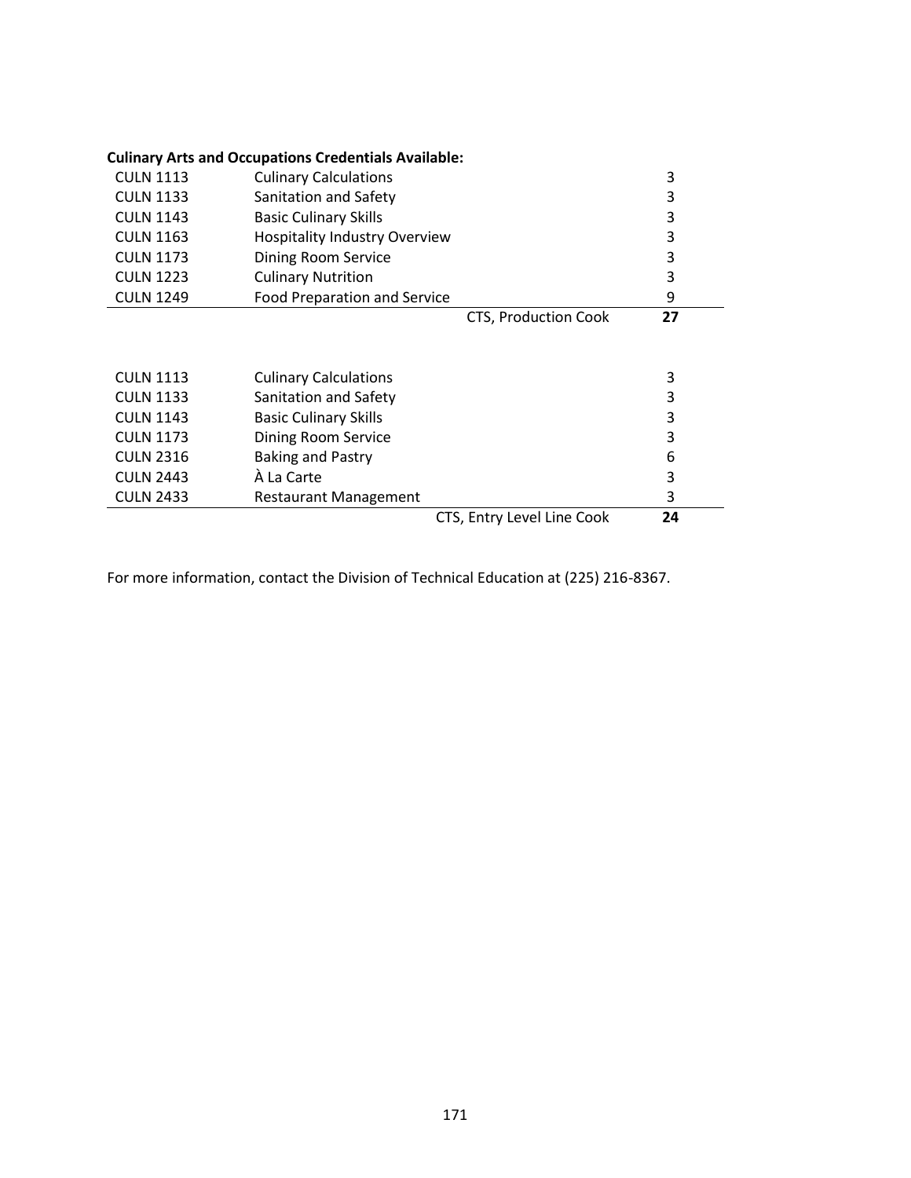**Culinary Arts and Occupations Credentials Available:**

| | | |
|---|---|---|
| CULN 1113 | Culinary Calculations | 3 |
| CULN 1133 | Sanitation and Safety | 3 |
| CULN 1143 | Basic Culinary Skills | 3 |
| CULN 1163 | Hospitality Industry Overview | 3 |
| CULN 1173 | Dining Room Service | 3 |
| CULN 1223 | Culinary Nutrition | 3 |
| CULN 1249 | Food Preparation and Service | 9 |
| | CTS, Production Cook | **27** |

| | | |
|---|---|---|
| CULN 1113 | Culinary Calculations | 3 |
| CULN 1133 | Sanitation and Safety | 3 |
| CULN 1143 | Basic Culinary Skills | 3 |
| CULN 1173 | Dining Room Service | 3 |
| CULN 2316 | Baking and Pastry | 6 |
| CULN 2443 | À La Carte | 3 |
| CULN 2433 | Restaurant Management | 3 |
| | CTS, Entry Level Line Cook | **24** |

For more information, contact the Division of Technical Education at (225) 216-8367.